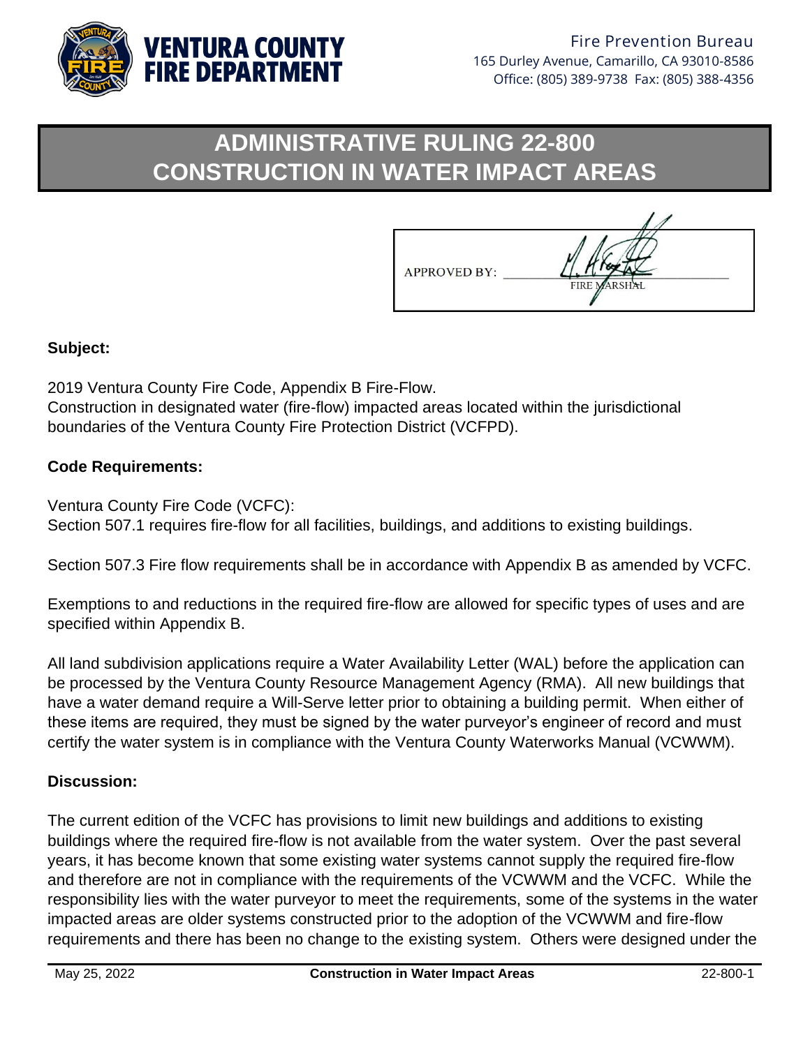VENTURA COUNTY FIRE DEPARTMENT

Fire Prevention Bureau
165 Durley Avenue, Camarillo, CA 93010-8586
Office: (805) 389-9738 Fax: (805) 388-4356

# ADMINISTRATIVE RULING 22-800
# CONSTRUCTION IN WATER IMPACT AREAS

APPROVED BY: FIRE MARSHAL

**Subject:**

2019 Ventura County Fire Code, Appendix B Fire-Flow.
Construction in designated water (fire-flow) impacted areas located within the jurisdictional boundaries of the Ventura County Fire Protection District (VCFPD).

**Code Requirements:**

Ventura County Fire Code (VCFC):
Section 507.1 requires fire-flow for all facilities, buildings, and additions to existing buildings.

Section 507.3 Fire flow requirements shall be in accordance with Appendix B as amended by VCFC.

Exemptions to and reductions in the required fire-flow are allowed for specific types of uses and are specified within Appendix B.

All land subdivision applications require a Water Availability Letter (WAL) before the application can be processed by the Ventura County Resource Management Agency (RMA). All new buildings that have a water demand require a Will-Serve letter prior to obtaining a building permit. When either of these items are required, they must be signed by the water purveyor's engineer of record and must certify the water system is in compliance with the Ventura County Waterworks Manual (VCWWM).

**Discussion:**

The current edition of the VCFC has provisions to limit new buildings and additions to existing buildings where the required fire-flow is not available from the water system. Over the past several years, it has become known that some existing water systems cannot supply the required fire-flow and therefore are not in compliance with the requirements of the VCWWM and the VCFC. While the responsibility lies with the water purveyor to meet the requirements, some of the systems in the water impacted areas are older systems constructed prior to the adoption of the VCWWM and fire-flow requirements and there has been no change to the existing system. Others were designed under the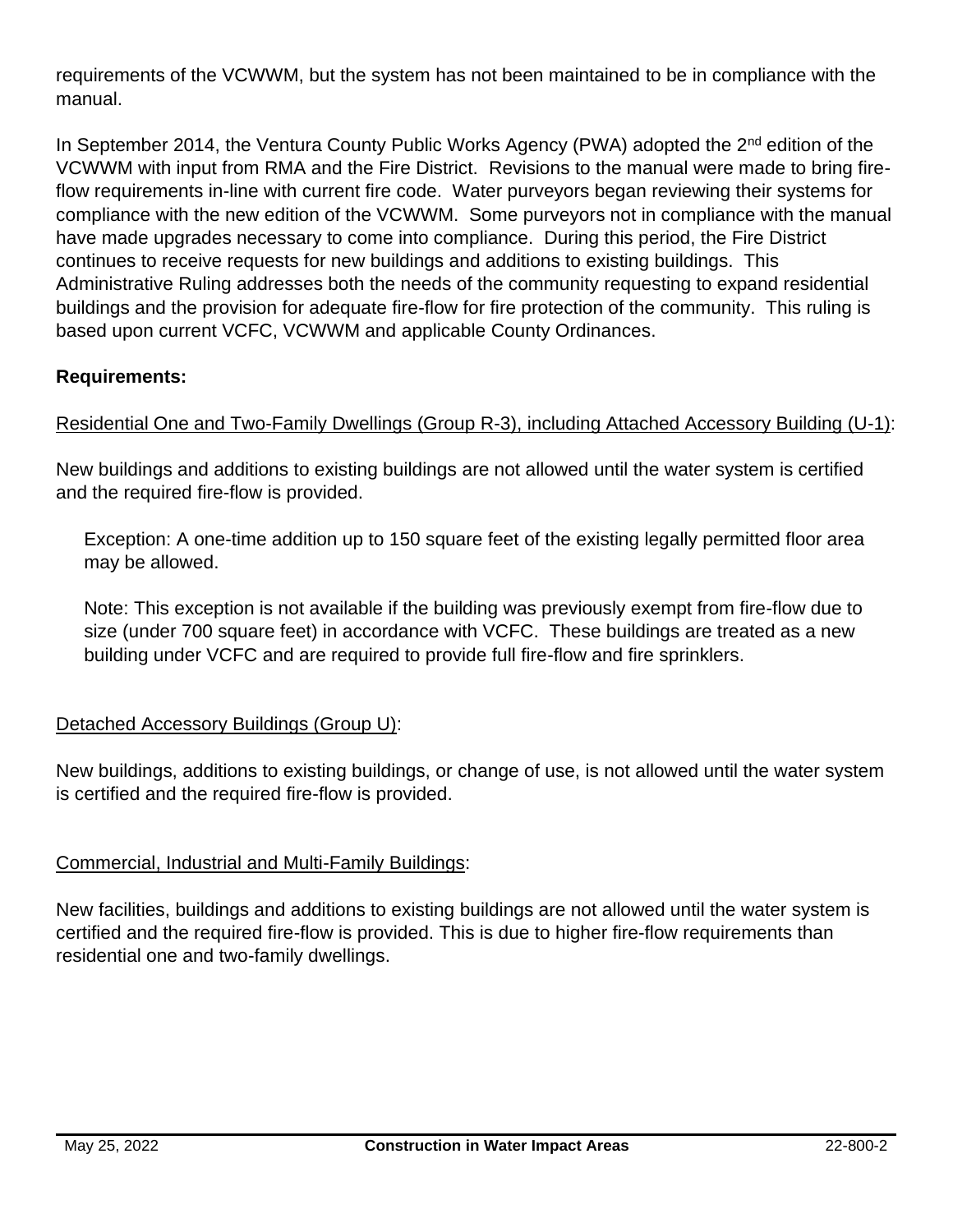requirements of the VCWWM, but the system has not been maintained to be in compliance with the manual.

In September 2014, the Ventura County Public Works Agency (PWA) adopted the 2nd edition of the VCWWM with input from RMA and the Fire District. Revisions to the manual were made to bring fire-flow requirements in-line with current fire code. Water purveyors began reviewing their systems for compliance with the new edition of the VCWWM. Some purveyors not in compliance with the manual have made upgrades necessary to come into compliance. During this period, the Fire District continues to receive requests for new buildings and additions to existing buildings. This Administrative Ruling addresses both the needs of the community requesting to expand residential buildings and the provision for adequate fire-flow for fire protection of the community. This ruling is based upon current VCFC, VCWWM and applicable County Ordinances.

**Requirements:**

Residential One and Two-Family Dwellings (Group R-3), including Attached Accessory Building (U-1):

New buildings and additions to existing buildings are not allowed until the water system is certified and the required fire-flow is provided.

> Exception: A one-time addition up to 150 square feet of the existing legally permitted floor area may be allowed.
>
> Note: This exception is not available if the building was previously exempt from fire-flow due to size (under 700 square feet) in accordance with VCFC. These buildings are treated as a new building under VCFC and are required to provide full fire-flow and fire sprinklers.

Detached Accessory Buildings (Group U):

New buildings, additions to existing buildings, or change of use, is not allowed until the water system is certified and the required fire-flow is provided.

Commercial, Industrial and Multi-Family Buildings:

New facilities, buildings and additions to existing buildings are not allowed until the water system is certified and the required fire-flow is provided. This is due to higher fire-flow requirements than residential one and two-family dwellings.